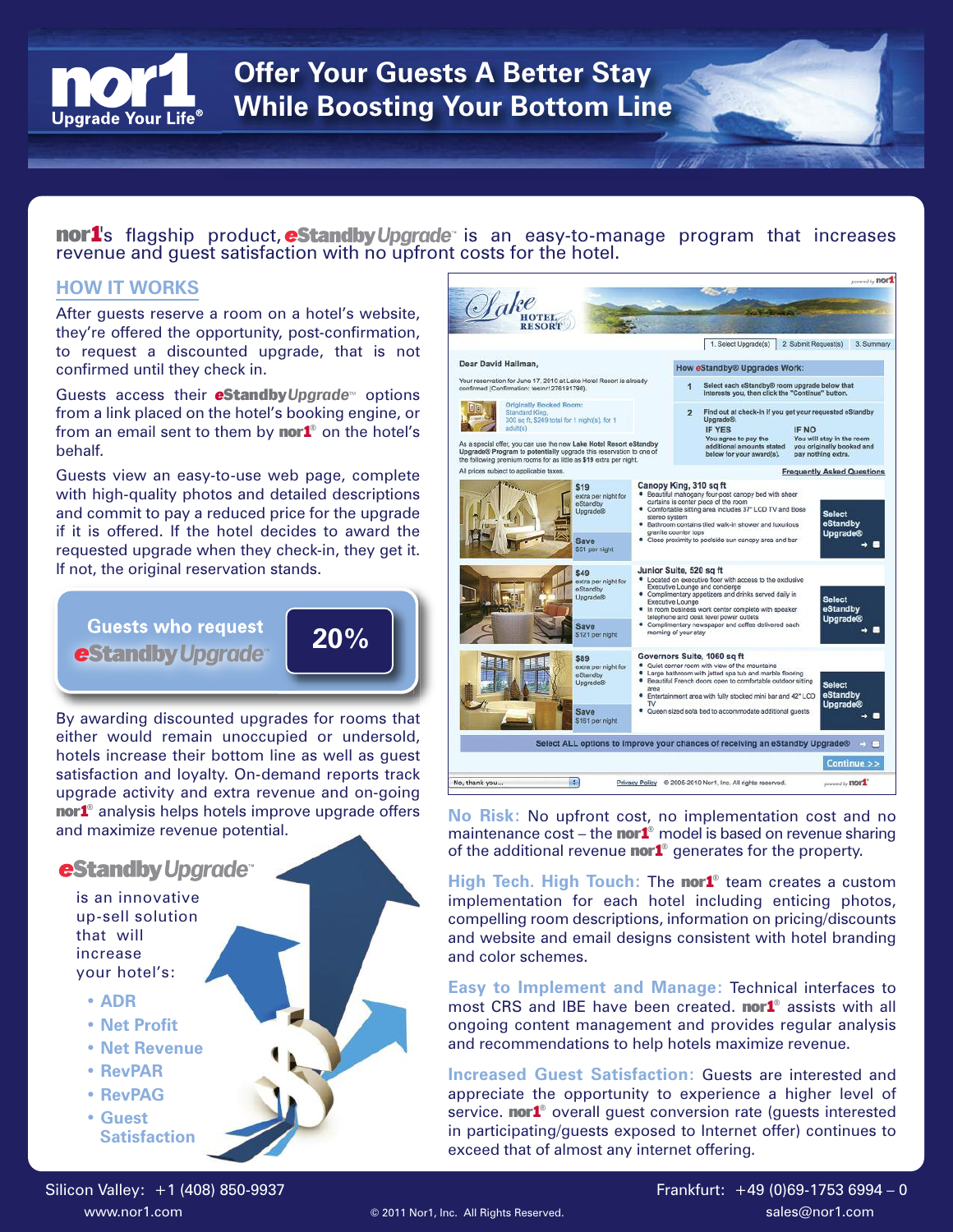# Offer Your Guests A Better Stay While Boosting Your Bottom Line

nor1 Upgrade Your Life®

**nor1**'s flagship product, ***eStandby Upgrade***™ is an easy-to-manage program that increases revenue and guest satisfaction with no upfront costs for the hotel.

## HOW IT WORKS

After guests reserve a room on a hotel's website, they're offered the opportunity, post-confirmation, to request a discounted upgrade, that is not confirmed until they check in.

Guests access their ***eStandby Upgrade***™ options from a link placed on the hotel's booking engine, or from an email sent to them by **nor1**® on the hotel's behalf.

Guests view an easy-to-use web page, complete with high-quality photos and detailed descriptions and commit to pay a reduced price for the upgrade if it is offered. If the hotel decides to award the requested upgrade when they check-in, they get it. If not, the original reservation stands.

**Guests who request *eStandby Upgrade*® — 20%**

By awarding discounted upgrades for rooms that either would remain unoccupied or undersold, hotels increase their bottom line as well as guest satisfaction and loyalty. On-demand reports track upgrade activity and extra revenue and on-going **nor1**® analysis helps hotels improve upgrade offers and maximize revenue potential.

***eStandby Upgrade***™ is an innovative up-sell solution that will increase your hotel's:

- ADR
- Net Profit
- Net Revenue
- RevPAR
- RevPAG
- Guest Satisfaction

**No Risk:** No upfront cost, no implementation cost and no maintenance cost – the **nor1**® model is based on revenue sharing of the additional revenue **nor1**® generates for the property.

**High Tech. High Touch:** The **nor1**® team creates a custom implementation for each hotel including enticing photos, compelling room descriptions, information on pricing/discounts and website and email designs consistent with hotel branding and color schemes.

**Easy to Implement and Manage:** Technical interfaces to most CRS and IBE have been created. **nor1**® assists with all ongoing content management and provides regular analysis and recommendations to help hotels maximize revenue.

**Increased Guest Satisfaction:** Guests are interested and appreciate the opportunity to experience a higher level of service. **nor1**® overall guest conversion rate (guests interested in participating/guests exposed to Internet offer) continues to exceed that of almost any internet offering.

Silicon Valley: +1 (408) 850-9937 — www.nor1.com

Frankfurt: +49 (0)69-1753 6994 – 0 — sales@nor1.com

© 2011 Nor1, Inc. All Rights Reserved.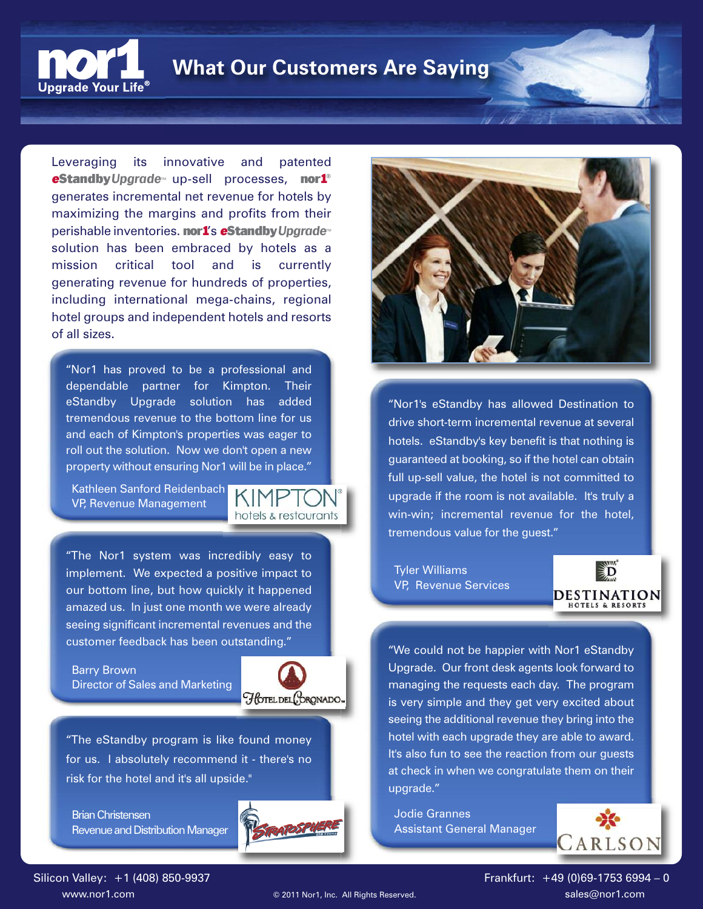# What Our Customers Are Saying

Leveraging its innovative and patented **eStandby** *Upgrade*™ up-sell processes, **nor1**® generates incremental net revenue for hotels by maximizing the margins and profits from their perishable inventories. **nor1**'s **eStandby** *Upgrade*™ solution has been embraced by hotels as a mission critical tool and is currently generating revenue for hundreds of properties, including international mega-chains, regional hotel groups and independent hotels and resorts of all sizes.

"Nor1 has proved to be a professional and dependable partner for Kimpton. Their eStandby Upgrade solution has added tremendous revenue to the bottom line for us and each of Kimpton's properties was eager to roll out the solution. Now we don't open a new property without ensuring Nor1 will be in place."

Kathleen Sanford Reidenbach
VP, Revenue Management

KIMPTON® hotels & restaurants

"The Nor1 system was incredibly easy to implement. We expected a positive impact to our bottom line, but how quickly it happened amazed us. In just one month we were already seeing significant incremental revenues and the customer feedback has been outstanding."

Barry Brown
Director of Sales and Marketing

Hotel del Coronado

"The eStandby program is like found money for us. I absolutely recommend it - there's no risk for the hotel and it's all upside."

Brian Christensen
Revenue and Distribution Manager

Stratosphere

"Nor1's eStandby has allowed Destination to drive short-term incremental revenue at several hotels. eStandby's key benefit is that nothing is guaranteed at booking, so if the hotel can obtain full up-sell value, the hotel is not committed to upgrade if the room is not available. It's truly a win-win; incremental revenue for the hotel, tremendous value for the guest."

Tyler Williams
VP, Revenue Services

DESTINATION HOTELS & RESORTS

"We could not be happier with Nor1 eStandby Upgrade. Our front desk agents look forward to managing the requests each day. The program is very simple and they get very excited about seeing the additional revenue they bring into the hotel with each upgrade they are able to award. It's also fun to see the reaction from our guests at check in when we congratulate them on their upgrade."

Jodie Grannes
Assistant General Manager

CARLSON

Silicon Valley: +1 (408) 850-9937
www.nor1.com

© 2011 Nor1, Inc. All Rights Reserved.

Frankfurt: +49 (0)69-1753 6994 – 0
sales@nor1.com